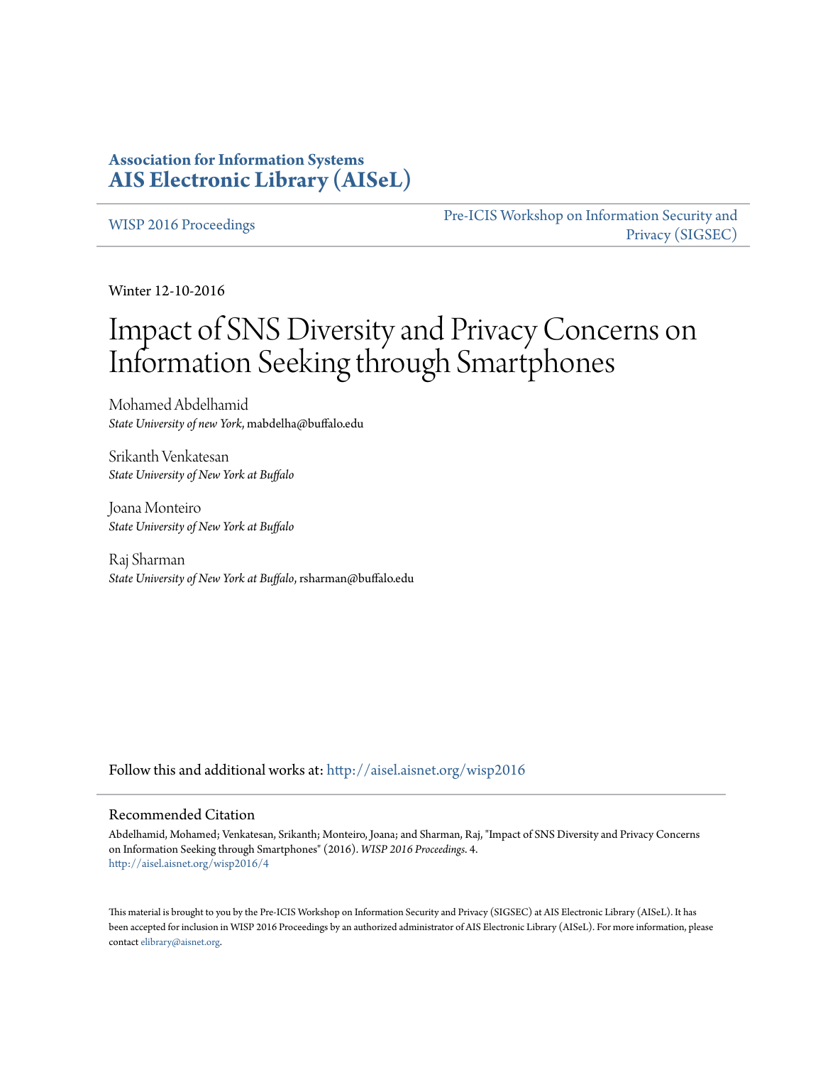**Association for Information Systems**
**[AIS Electronic Library (AISeL)](http://aisel.aisnet.org)**

WISP 2016 Proceedings | Pre-ICIS Workshop on Information Security and Privacy (SIGSEC)

Winter 12-10-2016

# Impact of SNS Diversity and Privacy Concerns on Information Seeking through Smartphones

Mohamed Abdelhamid
*State University of new York*, mabdelha@buffalo.edu

Srikanth Venkatesan
*State University of New York at Buffalo*

Joana Monteiro
*State University of New York at Buffalo*

Raj Sharman
*State University of New York at Buffalo*, rsharman@buffalo.edu

Follow this and additional works at: http://aisel.aisnet.org/wisp2016

## Recommended Citation

Abdelhamid, Mohamed; Venkatesan, Srikanth; Monteiro, Joana; and Sharman, Raj, "Impact of SNS Diversity and Privacy Concerns on Information Seeking through Smartphones" (2016). *WISP 2016 Proceedings*. 4.
http://aisel.aisnet.org/wisp2016/4

This material is brought to you by the Pre-ICIS Workshop on Information Security and Privacy (SIGSEC) at AIS Electronic Library (AISeL). It has been accepted for inclusion in WISP 2016 Proceedings by an authorized administrator of AIS Electronic Library (AISeL). For more information, please contact elibrary@aisnet.org.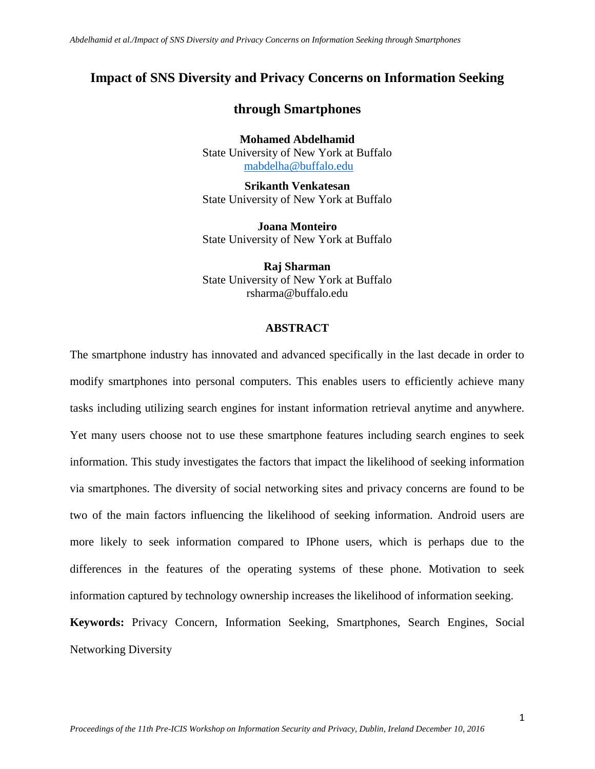# Impact of SNS Diversity and Privacy Concerns on Information Seeking through Smartphones

**Mohamed Abdelhamid**
State University of New York at Buffalo
mabdelha@buffalo.edu

**Srikanth Venkatesan**
State University of New York at Buffalo

**Joana Monteiro**
State University of New York at Buffalo

**Raj Sharman**
State University of New York at Buffalo
rsharma@buffalo.edu

## ABSTRACT

The smartphone industry has innovated and advanced specifically in the last decade in order to modify smartphones into personal computers. This enables users to efficiently achieve many tasks including utilizing search engines for instant information retrieval anytime and anywhere. Yet many users choose not to use these smartphone features including search engines to seek information. This study investigates the factors that impact the likelihood of seeking information via smartphones. The diversity of social networking sites and privacy concerns are found to be two of the main factors influencing the likelihood of seeking information. Android users are more likely to seek information compared to IPhone users, which is perhaps due to the differences in the features of the operating systems of these phone. Motivation to seek information captured by technology ownership increases the likelihood of information seeking.

**Keywords:** Privacy Concern, Information Seeking, Smartphones, Search Engines, Social Networking Diversity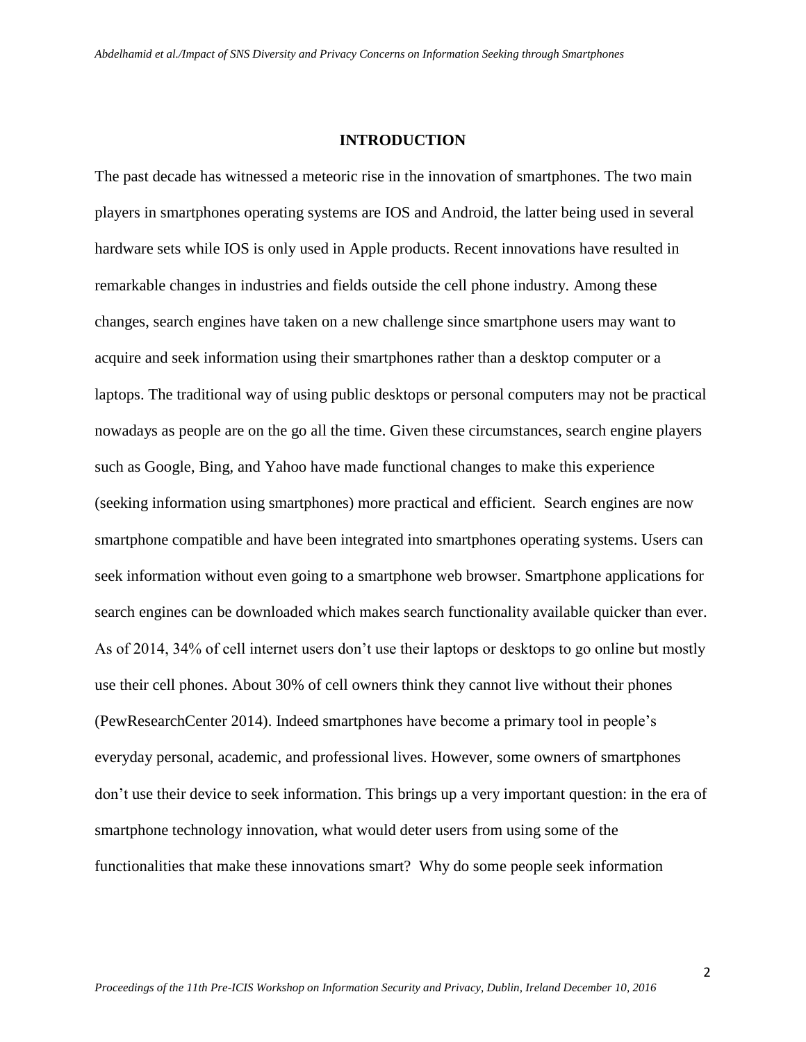## INTRODUCTION

The past decade has witnessed a meteoric rise in the innovation of smartphones. The two main players in smartphones operating systems are IOS and Android, the latter being used in several hardware sets while IOS is only used in Apple products. Recent innovations have resulted in remarkable changes in industries and fields outside the cell phone industry. Among these changes, search engines have taken on a new challenge since smartphone users may want to acquire and seek information using their smartphones rather than a desktop computer or a laptops. The traditional way of using public desktops or personal computers may not be practical nowadays as people are on the go all the time. Given these circumstances, search engine players such as Google, Bing, and Yahoo have made functional changes to make this experience (seeking information using smartphones) more practical and efficient. Search engines are now smartphone compatible and have been integrated into smartphones operating systems. Users can seek information without even going to a smartphone web browser. Smartphone applications for search engines can be downloaded which makes search functionality available quicker than ever. As of 2014, 34% of cell internet users don't use their laptops or desktops to go online but mostly use their cell phones. About 30% of cell owners think they cannot live without their phones (PewResearchCenter 2014). Indeed smartphones have become a primary tool in people's everyday personal, academic, and professional lives. However, some owners of smartphones don't use their device to seek information. This brings up a very important question: in the era of smartphone technology innovation, what would deter users from using some of the functionalities that make these innovations smart? Why do some people seek information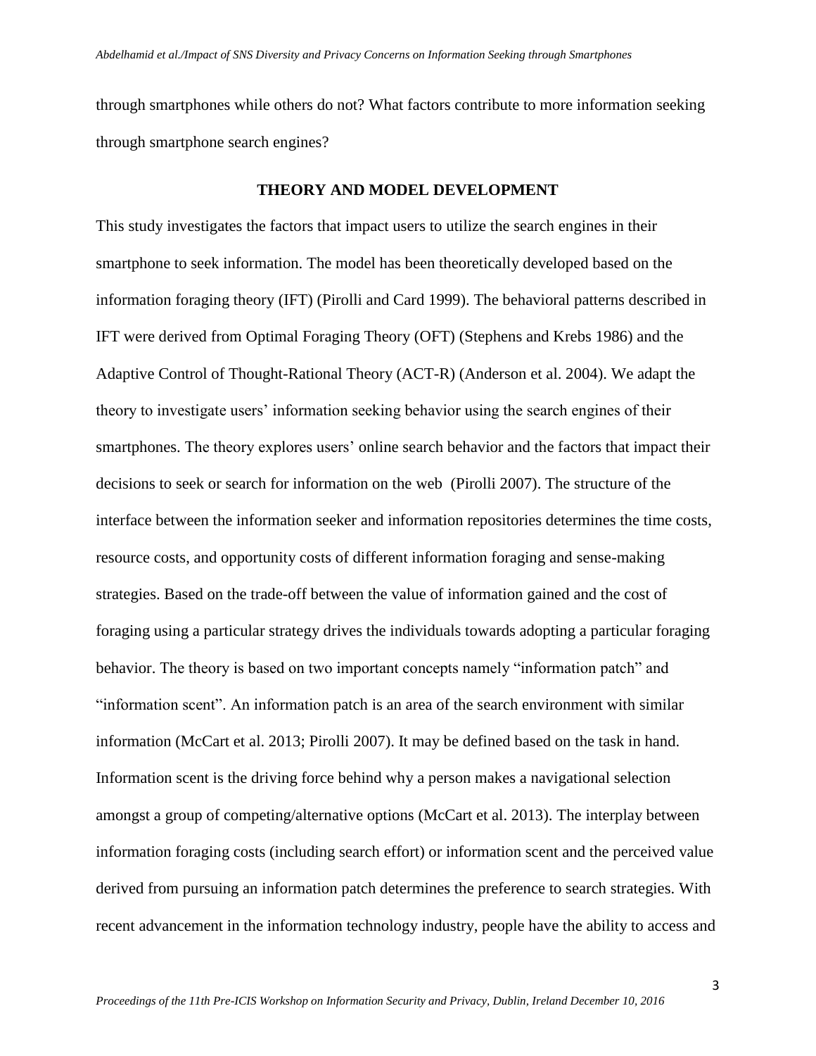through smartphones while others do not? What factors contribute to more information seeking through smartphone search engines?

## THEORY AND MODEL DEVELOPMENT

This study investigates the factors that impact users to utilize the search engines in their smartphone to seek information. The model has been theoretically developed based on the information foraging theory (IFT) (Pirolli and Card 1999). The behavioral patterns described in IFT were derived from Optimal Foraging Theory (OFT) (Stephens and Krebs 1986) and the Adaptive Control of Thought-Rational Theory (ACT-R) (Anderson et al. 2004). We adapt the theory to investigate users' information seeking behavior using the search engines of their smartphones. The theory explores users' online search behavior and the factors that impact their decisions to seek or search for information on the web (Pirolli 2007). The structure of the interface between the information seeker and information repositories determines the time costs, resource costs, and opportunity costs of different information foraging and sense-making strategies. Based on the trade-off between the value of information gained and the cost of foraging using a particular strategy drives the individuals towards adopting a particular foraging behavior. The theory is based on two important concepts namely "information patch" and "information scent". An information patch is an area of the search environment with similar information (McCart et al. 2013; Pirolli 2007). It may be defined based on the task in hand. Information scent is the driving force behind why a person makes a navigational selection amongst a group of competing/alternative options (McCart et al. 2013). The interplay between information foraging costs (including search effort) or information scent and the perceived value derived from pursuing an information patch determines the preference to search strategies. With recent advancement in the information technology industry, people have the ability to access and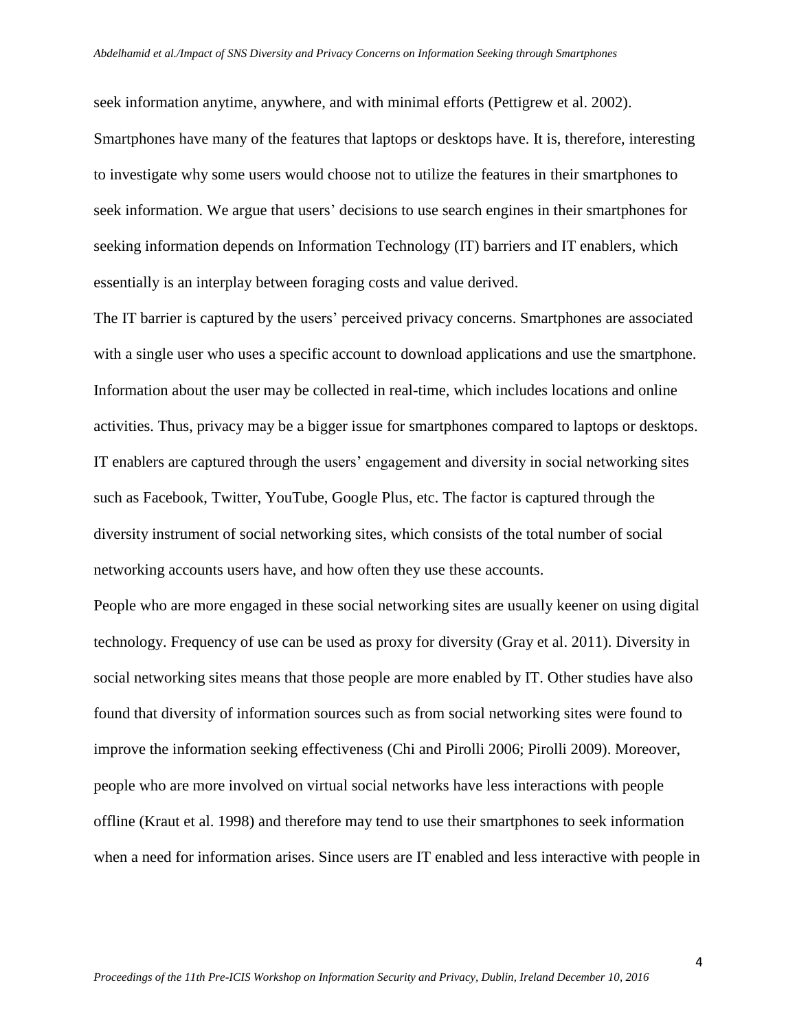seek information anytime, anywhere, and with minimal efforts (Pettigrew et al. 2002). Smartphones have many of the features that laptops or desktops have. It is, therefore, interesting to investigate why some users would choose not to utilize the features in their smartphones to seek information. We argue that users' decisions to use search engines in their smartphones for seeking information depends on Information Technology (IT) barriers and IT enablers, which essentially is an interplay between foraging costs and value derived.

The IT barrier is captured by the users' perceived privacy concerns. Smartphones are associated with a single user who uses a specific account to download applications and use the smartphone. Information about the user may be collected in real-time, which includes locations and online activities. Thus, privacy may be a bigger issue for smartphones compared to laptops or desktops. IT enablers are captured through the users' engagement and diversity in social networking sites such as Facebook, Twitter, YouTube, Google Plus, etc. The factor is captured through the diversity instrument of social networking sites, which consists of the total number of social networking accounts users have, and how often they use these accounts.

People who are more engaged in these social networking sites are usually keener on using digital technology. Frequency of use can be used as proxy for diversity (Gray et al. 2011). Diversity in social networking sites means that those people are more enabled by IT. Other studies have also found that diversity of information sources such as from social networking sites were found to improve the information seeking effectiveness (Chi and Pirolli 2006; Pirolli 2009). Moreover, people who are more involved on virtual social networks have less interactions with people offline (Kraut et al. 1998) and therefore may tend to use their smartphones to seek information when a need for information arises. Since users are IT enabled and less interactive with people in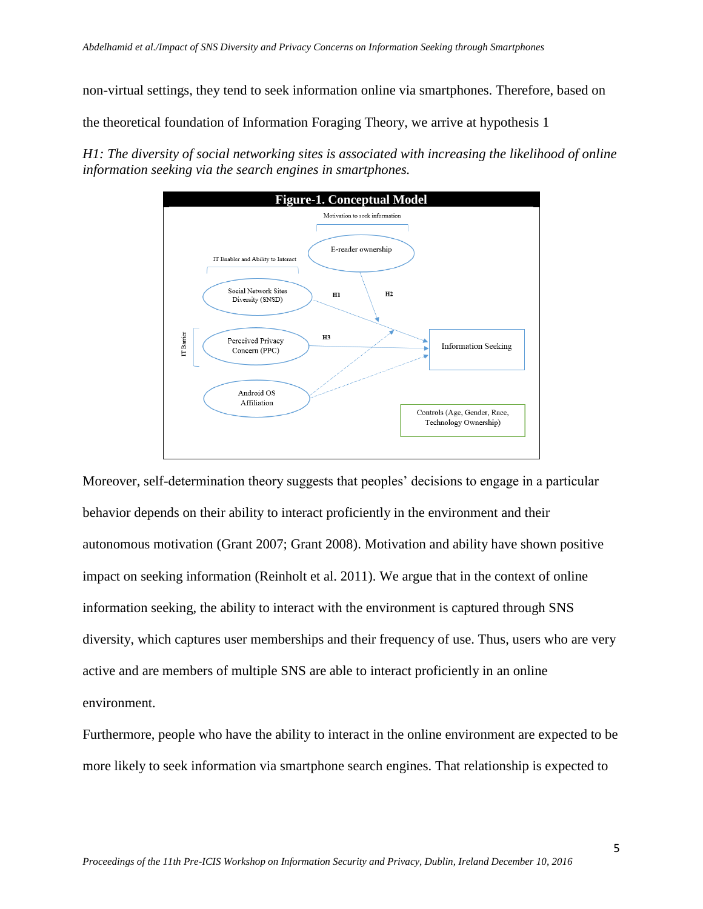non-virtual settings, they tend to seek information online via smartphones. Therefore, based on the theoretical foundation of Information Foraging Theory, we arrive at hypothesis 1

*H1: The diversity of social networking sites is associated with increasing the likelihood of online information seeking via the search engines in smartphones.*

**Figure-1. Conceptual Model**

Moreover, self-determination theory suggests that peoples' decisions to engage in a particular behavior depends on their ability to interact proficiently in the environment and their autonomous motivation (Grant 2007; Grant 2008). Motivation and ability have shown positive impact on seeking information (Reinholt et al. 2011). We argue that in the context of online information seeking, the ability to interact with the environment is captured through SNS diversity, which captures user memberships and their frequency of use. Thus, users who are very active and are members of multiple SNS are able to interact proficiently in an online environment.

Furthermore, people who have the ability to interact in the online environment are expected to be more likely to seek information via smartphone search engines. That relationship is expected to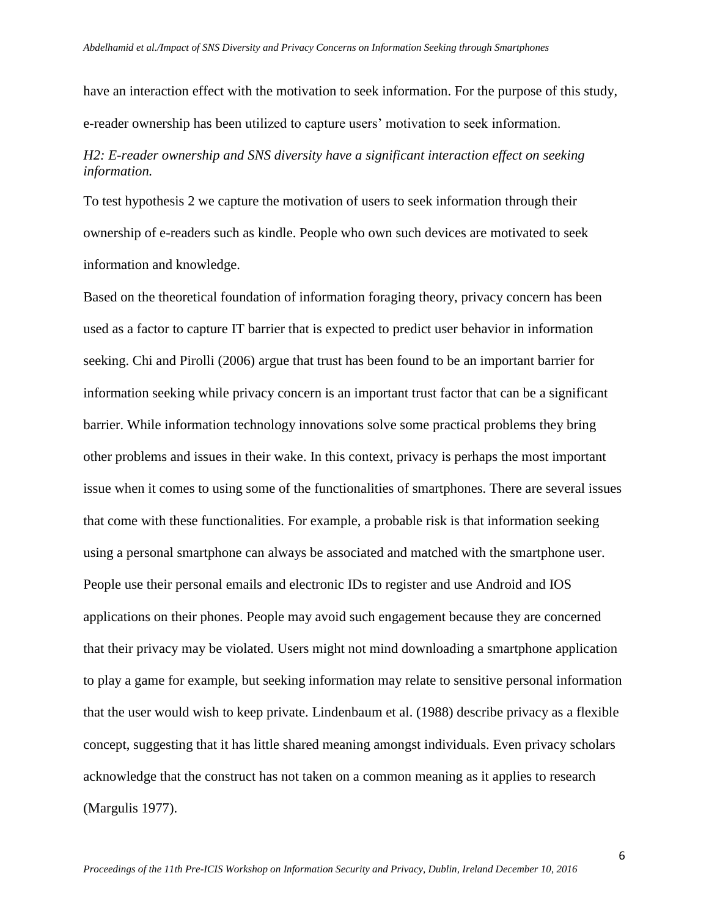have an interaction effect with the motivation to seek information. For the purpose of this study, e-reader ownership has been utilized to capture users' motivation to seek information.

*H2: E-reader ownership and SNS diversity have a significant interaction effect on seeking information.*

To test hypothesis 2 we capture the motivation of users to seek information through their ownership of e-readers such as kindle. People who own such devices are motivated to seek information and knowledge.

Based on the theoretical foundation of information foraging theory, privacy concern has been used as a factor to capture IT barrier that is expected to predict user behavior in information seeking. Chi and Pirolli (2006) argue that trust has been found to be an important barrier for information seeking while privacy concern is an important trust factor that can be a significant barrier. While information technology innovations solve some practical problems they bring other problems and issues in their wake. In this context, privacy is perhaps the most important issue when it comes to using some of the functionalities of smartphones. There are several issues that come with these functionalities. For example, a probable risk is that information seeking using a personal smartphone can always be associated and matched with the smartphone user. People use their personal emails and electronic IDs to register and use Android and IOS applications on their phones. People may avoid such engagement because they are concerned that their privacy may be violated. Users might not mind downloading a smartphone application to play a game for example, but seeking information may relate to sensitive personal information that the user would wish to keep private. Lindenbaum et al. (1988) describe privacy as a flexible concept, suggesting that it has little shared meaning amongst individuals. Even privacy scholars acknowledge that the construct has not taken on a common meaning as it applies to research (Margulis 1977).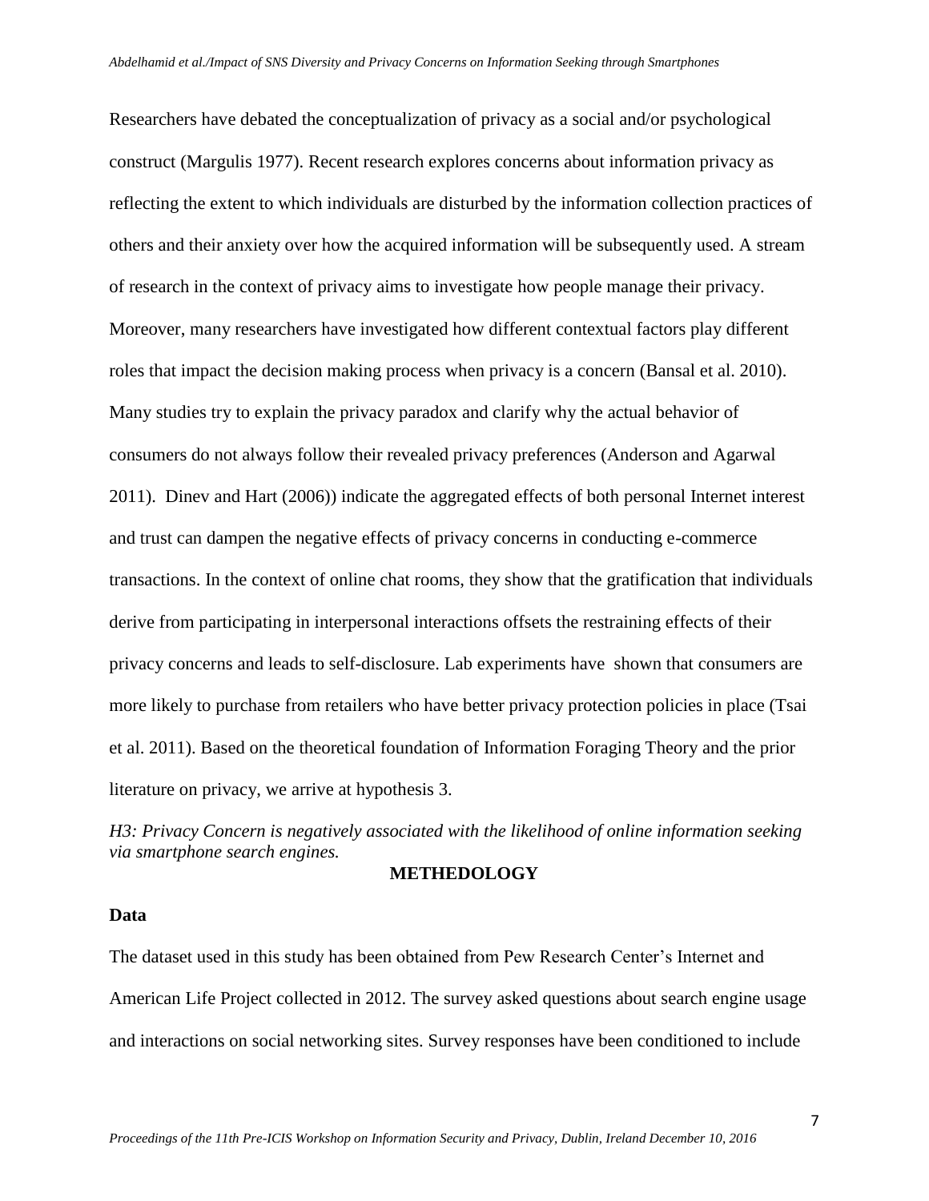Researchers have debated the conceptualization of privacy as a social and/or psychological construct (Margulis 1977). Recent research explores concerns about information privacy as reflecting the extent to which individuals are disturbed by the information collection practices of others and their anxiety over how the acquired information will be subsequently used. A stream of research in the context of privacy aims to investigate how people manage their privacy. Moreover, many researchers have investigated how different contextual factors play different roles that impact the decision making process when privacy is a concern (Bansal et al. 2010). Many studies try to explain the privacy paradox and clarify why the actual behavior of consumers do not always follow their revealed privacy preferences (Anderson and Agarwal 2011). Dinev and Hart (2006)) indicate the aggregated effects of both personal Internet interest and trust can dampen the negative effects of privacy concerns in conducting e-commerce transactions. In the context of online chat rooms, they show that the gratification that individuals derive from participating in interpersonal interactions offsets the restraining effects of their privacy concerns and leads to self-disclosure. Lab experiments have shown that consumers are more likely to purchase from retailers who have better privacy protection policies in place (Tsai et al. 2011). Based on the theoretical foundation of Information Foraging Theory and the prior literature on privacy, we arrive at hypothesis 3.

*H3: Privacy Concern is negatively associated with the likelihood of online information seeking via smartphone search engines.*

## METHEDOLOGY

### Data

The dataset used in this study has been obtained from Pew Research Center's Internet and American Life Project collected in 2012. The survey asked questions about search engine usage and interactions on social networking sites. Survey responses have been conditioned to include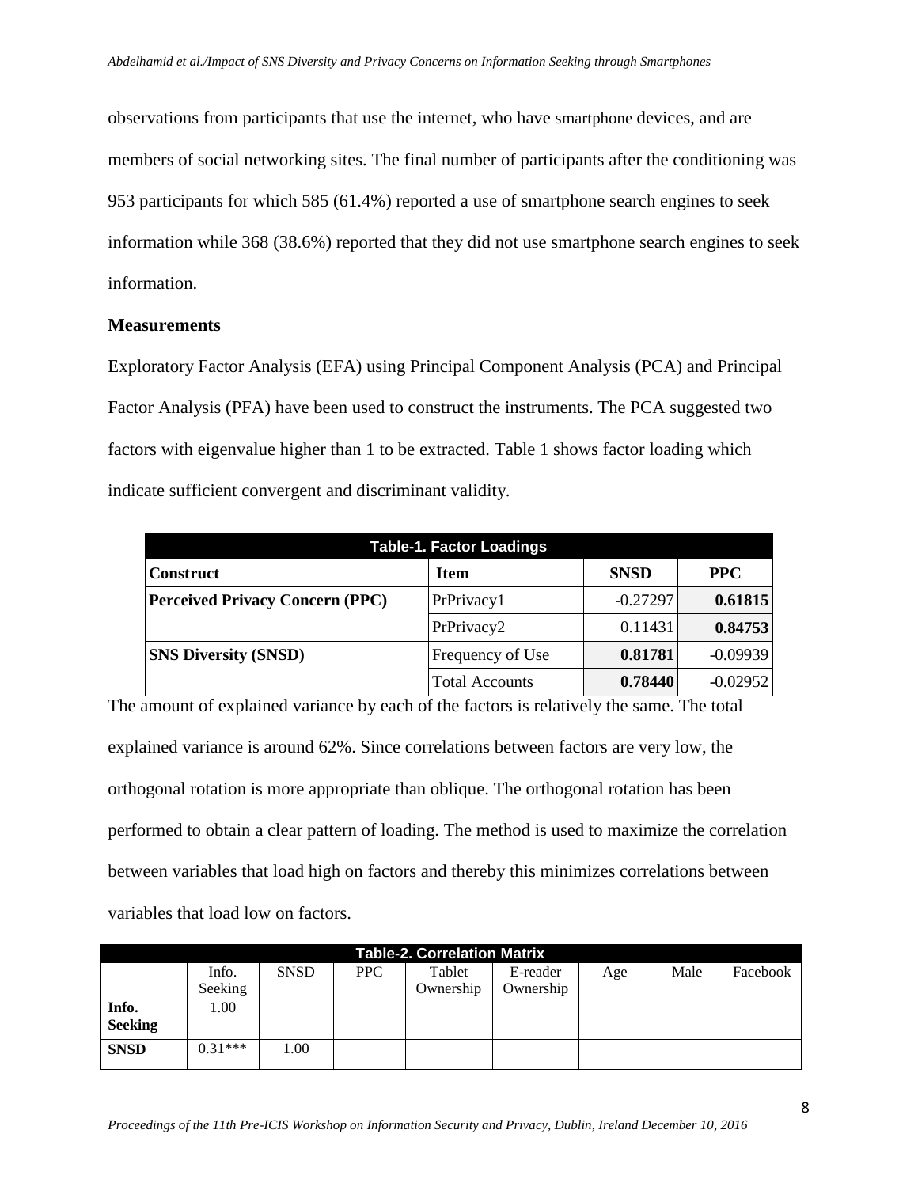observations from participants that use the internet, who have smartphone devices, and are members of social networking sites. The final number of participants after the conditioning was 953 participants for which 585 (61.4%) reported a use of smartphone search engines to seek information while 368 (38.6%) reported that they did not use smartphone search engines to seek information.

### Measurements

Exploratory Factor Analysis (EFA) using Principal Component Analysis (PCA) and Principal Factor Analysis (PFA) have been used to construct the instruments. The PCA suggested two factors with eigenvalue higher than 1 to be extracted. Table 1 shows factor loading which indicate sufficient convergent and discriminant validity.

**Table-1. Factor Loadings**

| Construct | Item | SNSD | PPC |
|---|---|---|---|
| **Perceived Privacy Concern (PPC)** | PrPrivacy1 | -0.27297 | **0.61815** |
| | PrPrivacy2 | 0.11431 | **0.84753** |
| **SNS Diversity (SNSD)** | Frequency of Use | **0.81781** | -0.09939 |
| | Total Accounts | **0.78440** | -0.02952 |

The amount of explained variance by each of the factors is relatively the same. The total explained variance is around 62%. Since correlations between factors are very low, the orthogonal rotation is more appropriate than oblique. The orthogonal rotation has been performed to obtain a clear pattern of loading. The method is used to maximize the correlation between variables that load high on factors and thereby this minimizes correlations between variables that load low on factors.

**Table-2. Correlation Matrix**

| | Info. Seeking | SNSD | PPC | Tablet Ownership | E-reader Ownership | Age | Male | Facebook |
|---|---|---|---|---|---|---|---|---|
| **Info. Seeking** | 1.00 | | | | | | | |
| **SNSD** | 0.31*** | 1.00 | | | | | | |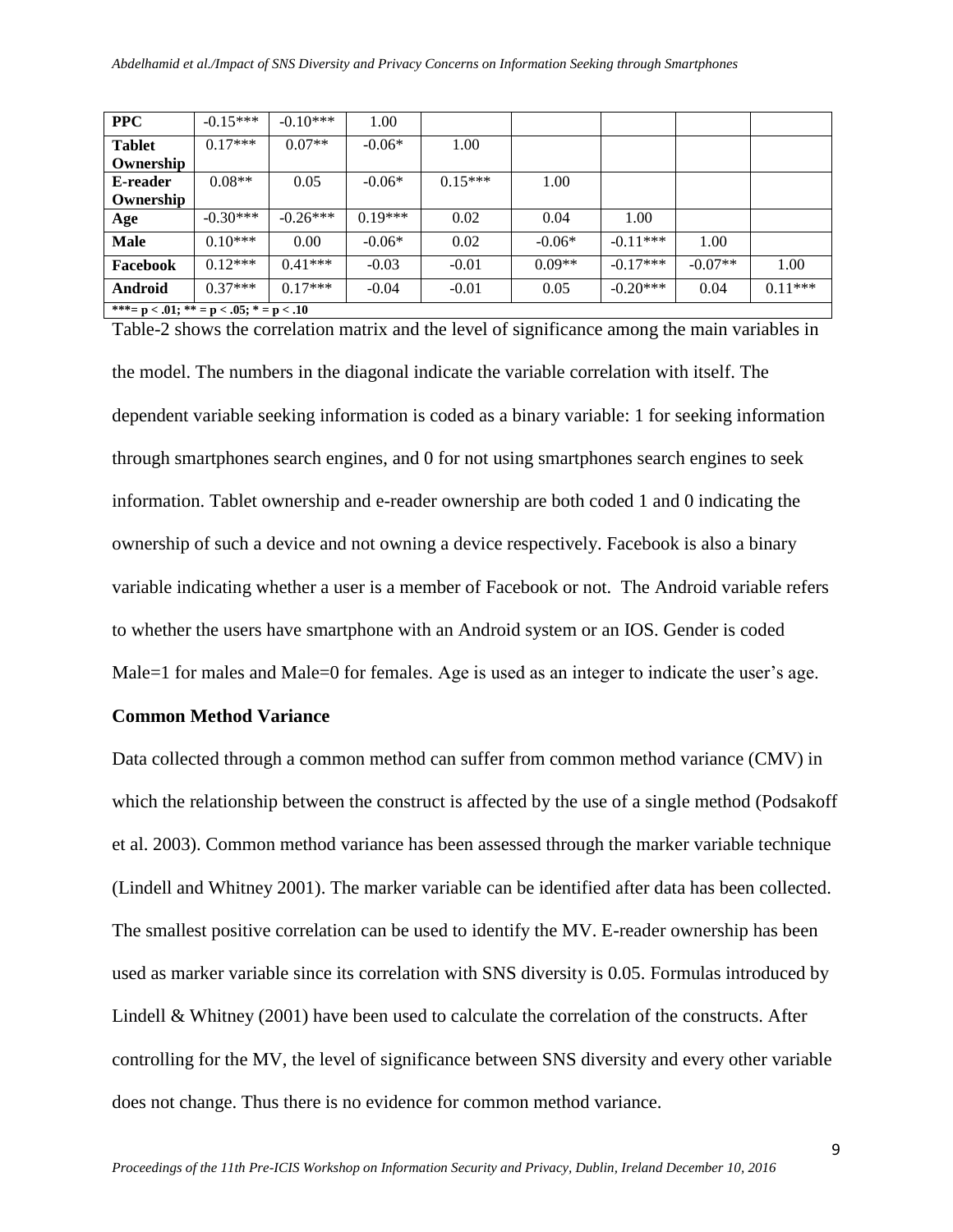| PPC | -0.15*** | -0.10*** | 1.00 | | | | | |
|---|---|---|---|---|---|---|---|---|
| **Tablet Ownership** | 0.17*** | 0.07** | -0.06* | 1.00 | | | | |
| **E-reader Ownership** | 0.08** | 0.05 | -0.06* | 0.15*** | 1.00 | | | |
| **Age** | -0.30*** | -0.26*** | 0.19*** | 0.02 | 0.04 | 1.00 | | |
| **Male** | 0.10*** | 0.00 | -0.06* | 0.02 | -0.06* | -0.11*** | 1.00 | |
| **Facebook** | 0.12*** | 0.41*** | -0.03 | -0.01 | 0.09** | -0.17*** | -0.07** | 1.00 |
| **Android** | 0.37*** | 0.17*** | -0.04 | -0.01 | 0.05 | -0.20*** | 0.04 | 0.11*** |
| ***= p < .01; ** = p < .05; * = p < .10 | | | | | | | | |

Table-2 shows the correlation matrix and the level of significance among the main variables in the model. The numbers in the diagonal indicate the variable correlation with itself. The dependent variable seeking information is coded as a binary variable: 1 for seeking information through smartphones search engines, and 0 for not using smartphones search engines to seek information. Tablet ownership and e-reader ownership are both coded 1 and 0 indicating the ownership of such a device and not owning a device respectively. Facebook is also a binary variable indicating whether a user is a member of Facebook or not. The Android variable refers to whether the users have smartphone with an Android system or an IOS. Gender is coded Male=1 for males and Male=0 for females. Age is used as an integer to indicate the user's age.

### Common Method Variance

Data collected through a common method can suffer from common method variance (CMV) in which the relationship between the construct is affected by the use of a single method (Podsakoff et al. 2003). Common method variance has been assessed through the marker variable technique (Lindell and Whitney 2001). The marker variable can be identified after data has been collected. The smallest positive correlation can be used to identify the MV. E-reader ownership has been used as marker variable since its correlation with SNS diversity is 0.05. Formulas introduced by Lindell & Whitney (2001) have been used to calculate the correlation of the constructs. After controlling for the MV, the level of significance between SNS diversity and every other variable does not change. Thus there is no evidence for common method variance.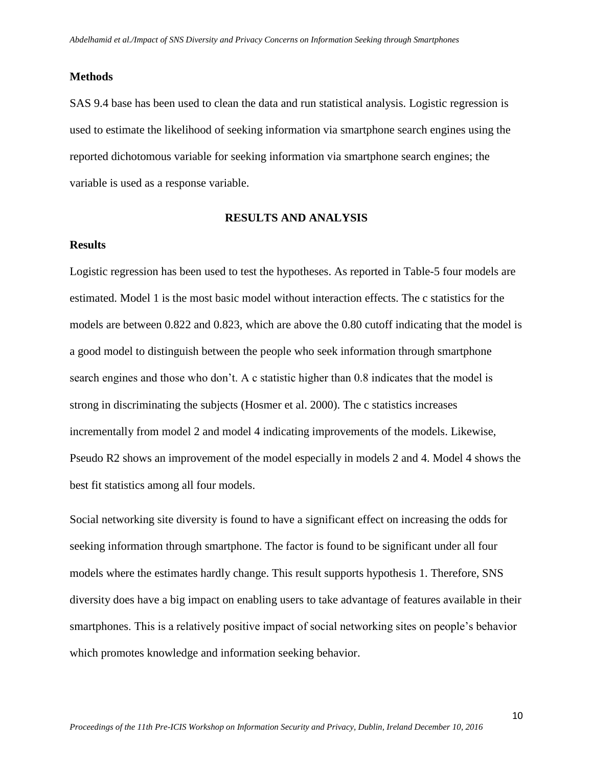### Methods

SAS 9.4 base has been used to clean the data and run statistical analysis. Logistic regression is used to estimate the likelihood of seeking information via smartphone search engines using the reported dichotomous variable for seeking information via smartphone search engines; the variable is used as a response variable.

## RESULTS AND ANALYSIS

### Results

Logistic regression has been used to test the hypotheses. As reported in Table-5 four models are estimated. Model 1 is the most basic model without interaction effects. The c statistics for the models are between 0.822 and 0.823, which are above the 0.80 cutoff indicating that the model is a good model to distinguish between the people who seek information through smartphone search engines and those who don't. A c statistic higher than 0.8 indicates that the model is strong in discriminating the subjects (Hosmer et al. 2000). The c statistics increases incrementally from model 2 and model 4 indicating improvements of the models. Likewise, Pseudo R2 shows an improvement of the model especially in models 2 and 4. Model 4 shows the best fit statistics among all four models.

Social networking site diversity is found to have a significant effect on increasing the odds for seeking information through smartphone. The factor is found to be significant under all four models where the estimates hardly change. This result supports hypothesis 1. Therefore, SNS diversity does have a big impact on enabling users to take advantage of features available in their smartphones. This is a relatively positive impact of social networking sites on people's behavior which promotes knowledge and information seeking behavior.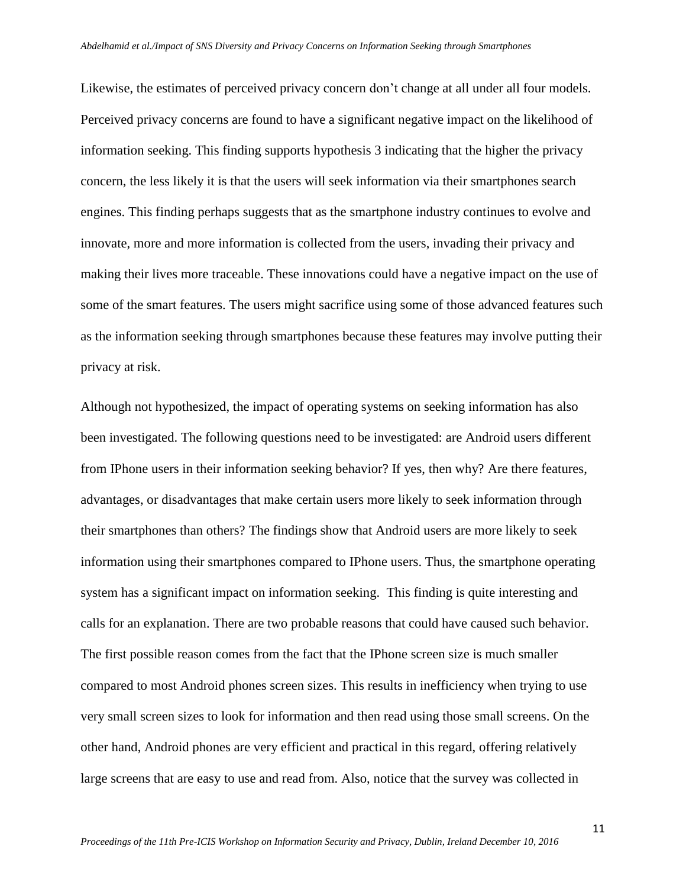Likewise, the estimates of perceived privacy concern don't change at all under all four models. Perceived privacy concerns are found to have a significant negative impact on the likelihood of information seeking. This finding supports hypothesis 3 indicating that the higher the privacy concern, the less likely it is that the users will seek information via their smartphones search engines. This finding perhaps suggests that as the smartphone industry continues to evolve and innovate, more and more information is collected from the users, invading their privacy and making their lives more traceable. These innovations could have a negative impact on the use of some of the smart features. The users might sacrifice using some of those advanced features such as the information seeking through smartphones because these features may involve putting their privacy at risk.

Although not hypothesized, the impact of operating systems on seeking information has also been investigated. The following questions need to be investigated: are Android users different from IPhone users in their information seeking behavior? If yes, then why? Are there features, advantages, or disadvantages that make certain users more likely to seek information through their smartphones than others? The findings show that Android users are more likely to seek information using their smartphones compared to IPhone users. Thus, the smartphone operating system has a significant impact on information seeking. This finding is quite interesting and calls for an explanation. There are two probable reasons that could have caused such behavior. The first possible reason comes from the fact that the IPhone screen size is much smaller compared to most Android phones screen sizes. This results in inefficiency when trying to use very small screen sizes to look for information and then read using those small screens. On the other hand, Android phones are very efficient and practical in this regard, offering relatively large screens that are easy to use and read from. Also, notice that the survey was collected in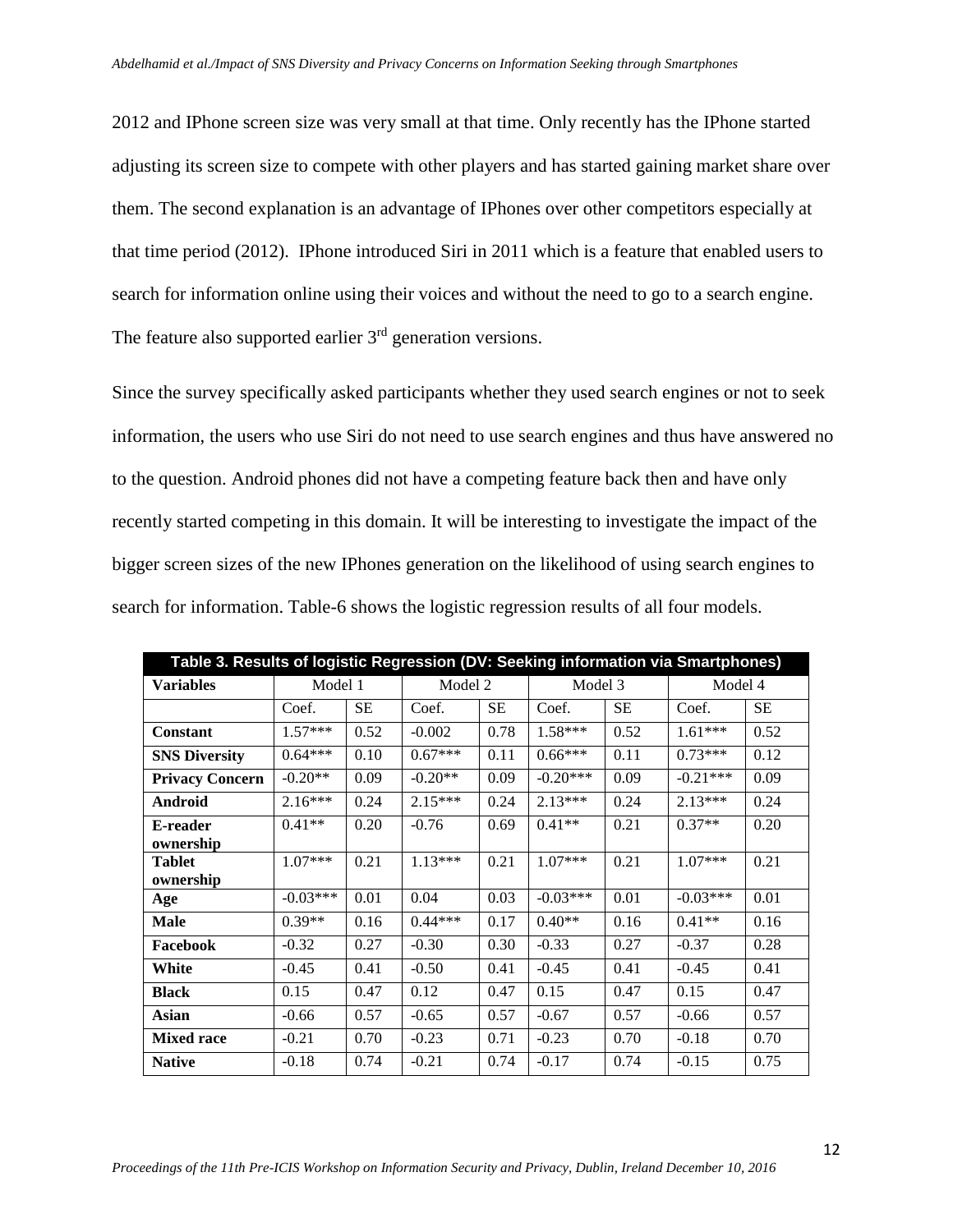2012 and IPhone screen size was very small at that time. Only recently has the IPhone started adjusting its screen size to compete with other players and has started gaining market share over them. The second explanation is an advantage of IPhones over other competitors especially at that time period (2012). IPhone introduced Siri in 2011 which is a feature that enabled users to search for information online using their voices and without the need to go to a search engine. The feature also supported earlier 3rd generation versions.

Since the survey specifically asked participants whether they used search engines or not to seek information, the users who use Siri do not need to use search engines and thus have answered no to the question. Android phones did not have a competing feature back then and have only recently started competing in this domain. It will be interesting to investigate the impact of the bigger screen sizes of the new IPhones generation on the likelihood of using search engines to search for information. Table-6 shows the logistic regression results of all four models.

**Table 3. Results of logistic Regression (DV: Seeking information via Smartphones)**

| Variables | Model 1 | | Model 2 | | Model 3 | | Model 4 | |
|---|---|---|---|---|---|---|---|---|
| | Coef. | SE | Coef. | SE | Coef. | SE | Coef. | SE |
| **Constant** | 1.57*** | 0.52 | -0.002 | 0.78 | 1.58*** | 0.52 | 1.61*** | 0.52 |
| **SNS Diversity** | 0.64*** | 0.10 | 0.67*** | 0.11 | 0.66*** | 0.11 | 0.73*** | 0.12 |
| **Privacy Concern** | -0.20** | 0.09 | -0.20** | 0.09 | -0.20*** | 0.09 | -0.21*** | 0.09 |
| **Android** | 2.16*** | 0.24 | 2.15*** | 0.24 | 2.13*** | 0.24 | 2.13*** | 0.24 |
| **E-reader ownership** | 0.41** | 0.20 | -0.76 | 0.69 | 0.41** | 0.21 | 0.37** | 0.20 |
| **Tablet ownership** | 1.07*** | 0.21 | 1.13*** | 0.21 | 1.07*** | 0.21 | 1.07*** | 0.21 |
| **Age** | -0.03*** | 0.01 | 0.04 | 0.03 | -0.03*** | 0.01 | -0.03*** | 0.01 |
| **Male** | 0.39** | 0.16 | 0.44*** | 0.17 | 0.40** | 0.16 | 0.41** | 0.16 |
| **Facebook** | -0.32 | 0.27 | -0.30 | 0.30 | -0.33 | 0.27 | -0.37 | 0.28 |
| **White** | -0.45 | 0.41 | -0.50 | 0.41 | -0.45 | 0.41 | -0.45 | 0.41 |
| **Black** | 0.15 | 0.47 | 0.12 | 0.47 | 0.15 | 0.47 | 0.15 | 0.47 |
| **Asian** | -0.66 | 0.57 | -0.65 | 0.57 | -0.67 | 0.57 | -0.66 | 0.57 |
| **Mixed race** | -0.21 | 0.70 | -0.23 | 0.71 | -0.23 | 0.70 | -0.18 | 0.70 |
| **Native** | -0.18 | 0.74 | -0.21 | 0.74 | -0.17 | 0.74 | -0.15 | 0.75 |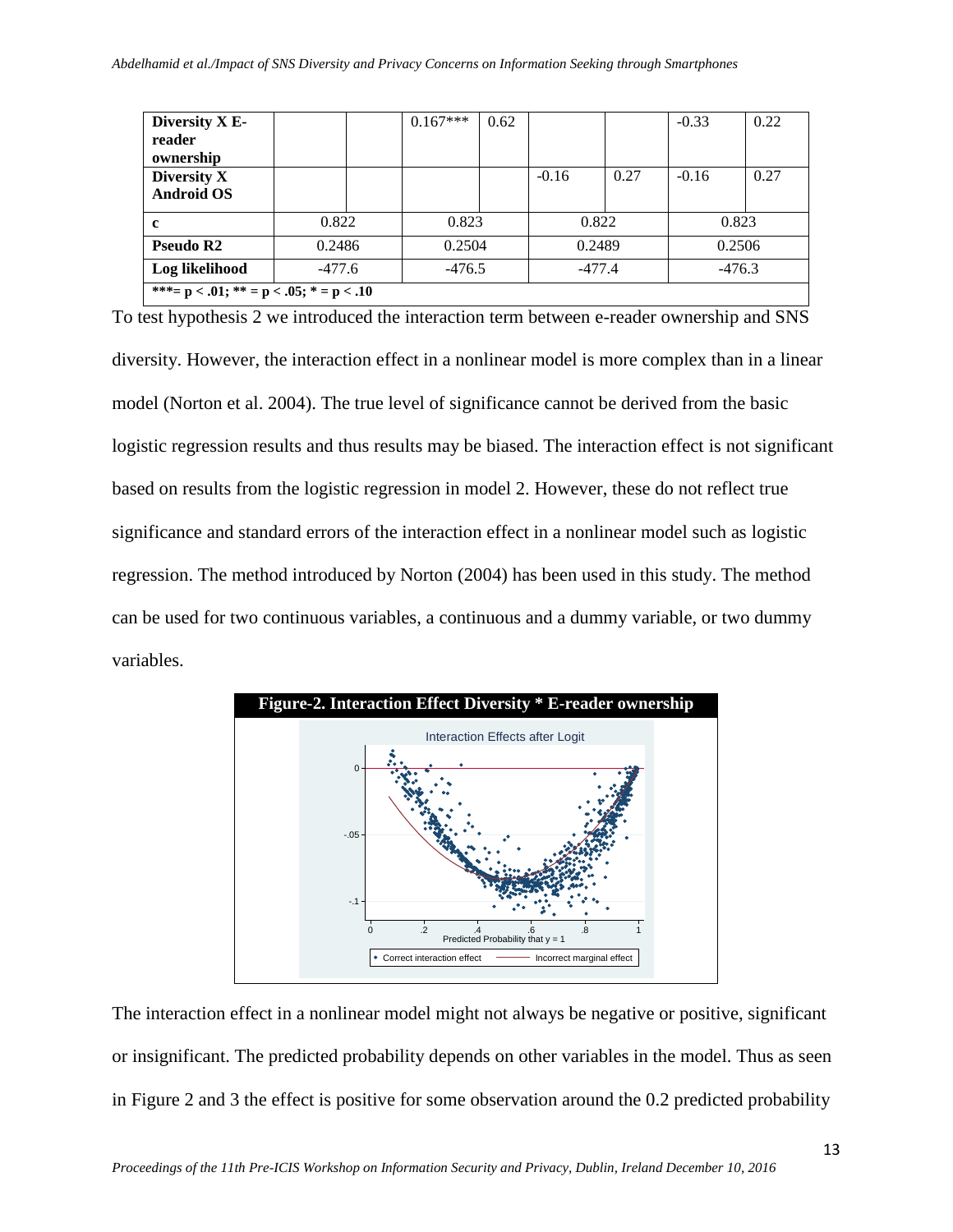| Diversity X E-reader ownership | | | 0.167*** | 0.62 | | | -0.33 | 0.22 |
|---|---|---|---|---|---|---|---|---|
| Diversity X Android OS | | | | | -0.16 | 0.27 | -0.16 | 0.27 |
| c | 0.822 | | 0.823 | | 0.822 | | 0.823 | |
| Pseudo R2 | 0.2486 | | 0.2504 | | 0.2489 | | 0.2506 | |
| Log likelihood | -477.6 | | -476.5 | | -477.4 | | -476.3 | |
| ***= p < .01; ** = p < .05; * = p < .10 | | | | | | | | |

To test hypothesis 2 we introduced the interaction term between e-reader ownership and SNS diversity. However, the interaction effect in a nonlinear model is more complex than in a linear model (Norton et al. 2004). The true level of significance cannot be derived from the basic logistic regression results and thus results may be biased. The interaction effect is not significant based on results from the logistic regression in model 2. However, these do not reflect true significance and standard errors of the interaction effect in a nonlinear model such as logistic regression. The method introduced by Norton (2004) has been used in this study. The method can be used for two continuous variables, a continuous and a dummy variable, or two dummy variables.

**Figure-2. Interaction Effect Diversity * E-reader ownership**

The interaction effect in a nonlinear model might not always be negative or positive, significant or insignificant. The predicted probability depends on other variables in the model. Thus as seen in Figure 2 and 3 the effect is positive for some observation around the 0.2 predicted probability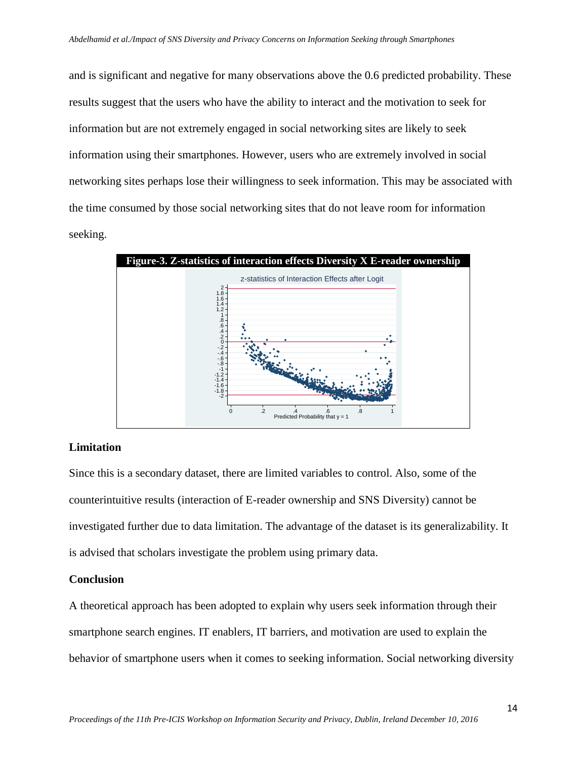and is significant and negative for many observations above the 0.6 predicted probability. These results suggest that the users who have the ability to interact and the motivation to seek for information but are not extremely engaged in social networking sites are likely to seek information using their smartphones. However, users who are extremely involved in social networking sites perhaps lose their willingness to seek information. This may be associated with the time consumed by those social networking sites that do not leave room for information seeking.

**Figure-3. Z-statistics of interaction effects Diversity X E-reader ownership**

## Limitation

Since this is a secondary dataset, there are limited variables to control. Also, some of the counterintuitive results (interaction of E-reader ownership and SNS Diversity) cannot be investigated further due to data limitation. The advantage of the dataset is its generalizability. It is advised that scholars investigate the problem using primary data.

## Conclusion

A theoretical approach has been adopted to explain why users seek information through their smartphone search engines. IT enablers, IT barriers, and motivation are used to explain the behavior of smartphone users when it comes to seeking information. Social networking diversity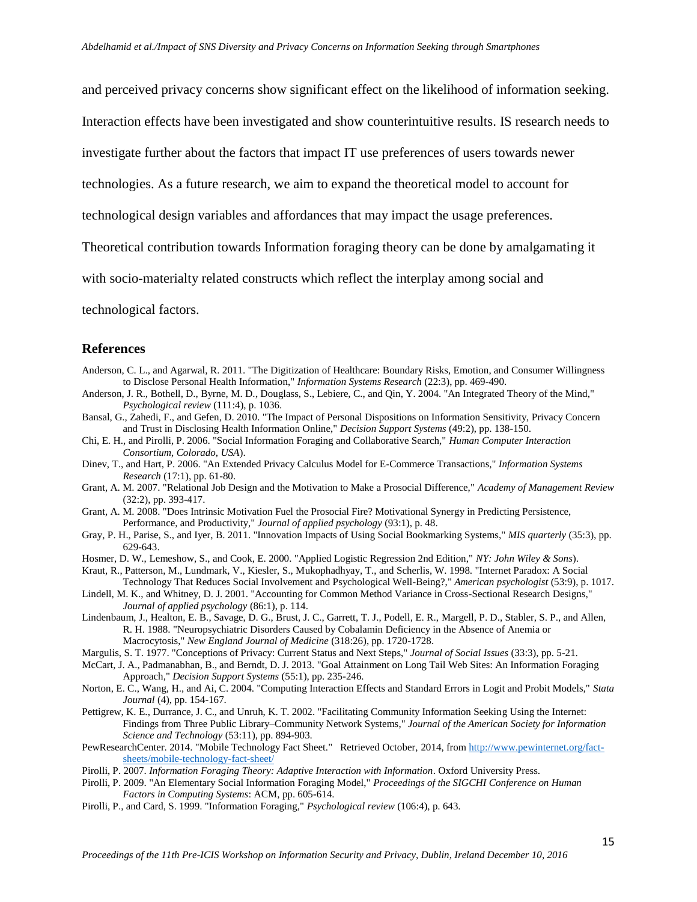and perceived privacy concerns show significant effect on the likelihood of information seeking. Interaction effects have been investigated and show counterintuitive results. IS research needs to investigate further about the factors that impact IT use preferences of users towards newer technologies. As a future research, we aim to expand the theoretical model to account for technological design variables and affordances that may impact the usage preferences. Theoretical contribution towards Information foraging theory can be done by amalgamating it with socio-materialty related constructs which reflect the interplay among social and technological factors.

## References

Anderson, C. L., and Agarwal, R. 2011. "The Digitization of Healthcare: Boundary Risks, Emotion, and Consumer Willingness to Disclose Personal Health Information," *Information Systems Research* (22:3), pp. 469-490.

Anderson, J. R., Bothell, D., Byrne, M. D., Douglass, S., Lebiere, C., and Qin, Y. 2004. "An Integrated Theory of the Mind," *Psychological review* (111:4), p. 1036.

Bansal, G., Zahedi, F., and Gefen, D. 2010. "The Impact of Personal Dispositions on Information Sensitivity, Privacy Concern and Trust in Disclosing Health Information Online," *Decision Support Systems* (49:2), pp. 138-150.

Chi, E. H., and Pirolli, P. 2006. "Social Information Foraging and Collaborative Search," *Human Computer Interaction Consortium, Colorado, USA*).

Dinev, T., and Hart, P. 2006. "An Extended Privacy Calculus Model for E-Commerce Transactions," *Information Systems Research* (17:1), pp. 61-80.

Grant, A. M. 2007. "Relational Job Design and the Motivation to Make a Prosocial Difference," *Academy of Management Review* (32:2), pp. 393-417.

Grant, A. M. 2008. "Does Intrinsic Motivation Fuel the Prosocial Fire? Motivational Synergy in Predicting Persistence, Performance, and Productivity," *Journal of applied psychology* (93:1), p. 48.

Gray, P. H., Parise, S., and Iyer, B. 2011. "Innovation Impacts of Using Social Bookmarking Systems," *MIS quarterly* (35:3), pp. 629-643.

Hosmer, D. W., Lemeshow, S., and Cook, E. 2000. "Applied Logistic Regression 2nd Edition," *NY: John Wiley & Sons*).

Kraut, R., Patterson, M., Lundmark, V., Kiesler, S., Mukophadhyay, T., and Scherlis, W. 1998. "Internet Paradox: A Social Technology That Reduces Social Involvement and Psychological Well-Being?," *American psychologist* (53:9), p. 1017.

Lindell, M. K., and Whitney, D. J. 2001. "Accounting for Common Method Variance in Cross-Sectional Research Designs," *Journal of applied psychology* (86:1), p. 114.

Lindenbaum, J., Healton, E. B., Savage, D. G., Brust, J. C., Garrett, T. J., Podell, E. R., Margell, P. D., Stabler, S. P., and Allen, R. H. 1988. "Neuropsychiatric Disorders Caused by Cobalamin Deficiency in the Absence of Anemia or Macrocytosis," *New England Journal of Medicine* (318:26), pp. 1720-1728.

Margulis, S. T. 1977. "Conceptions of Privacy: Current Status and Next Steps," *Journal of Social Issues* (33:3), pp. 5-21.

McCart, J. A., Padmanabhan, B., and Berndt, D. J. 2013. "Goal Attainment on Long Tail Web Sites: An Information Foraging Approach," *Decision Support Systems* (55:1), pp. 235-246.

Norton, E. C., Wang, H., and Ai, C. 2004. "Computing Interaction Effects and Standard Errors in Logit and Probit Models," *Stata Journal* (4), pp. 154-167.

Pettigrew, K. E., Durrance, J. C., and Unruh, K. T. 2002. "Facilitating Community Information Seeking Using the Internet: Findings from Three Public Library–Community Network Systems," *Journal of the American Society for Information Science and Technology* (53:11), pp. 894-903.

PewResearchCenter. 2014. "Mobile Technology Fact Sheet." Retrieved October, 2014, from http://www.pewinternet.org/fact-sheets/mobile-technology-fact-sheet/

Pirolli, P. 2007. *Information Foraging Theory: Adaptive Interaction with Information*. Oxford University Press.

Pirolli, P. 2009. "An Elementary Social Information Foraging Model," *Proceedings of the SIGCHI Conference on Human Factors in Computing Systems*: ACM, pp. 605-614.

Pirolli, P., and Card, S. 1999. "Information Foraging," *Psychological review* (106:4), p. 643.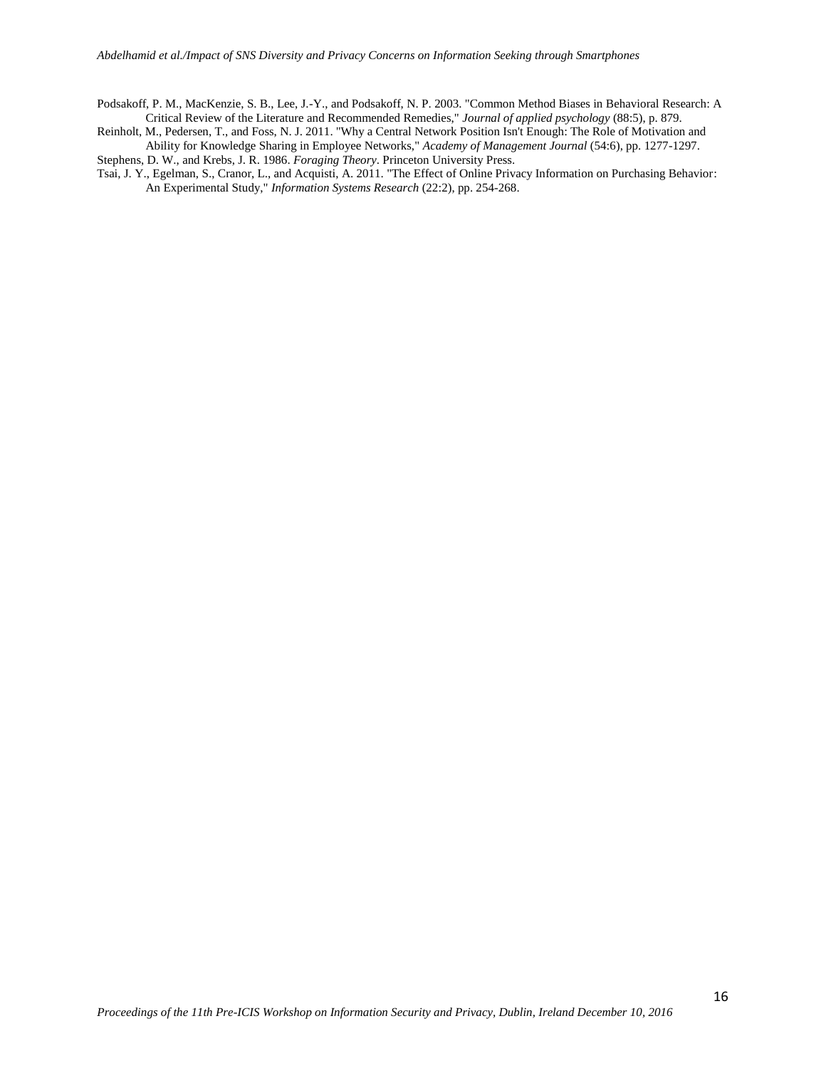Podsakoff, P. M., MacKenzie, S. B., Lee, J.-Y., and Podsakoff, N. P. 2003. "Common Method Biases in Behavioral Research: A Critical Review of the Literature and Recommended Remedies," *Journal of applied psychology* (88:5), p. 879.

Reinholt, M., Pedersen, T., and Foss, N. J. 2011. "Why a Central Network Position Isn't Enough: The Role of Motivation and Ability for Knowledge Sharing in Employee Networks," *Academy of Management Journal* (54:6), pp. 1277-1297.

Stephens, D. W., and Krebs, J. R. 1986. *Foraging Theory*. Princeton University Press.

Tsai, J. Y., Egelman, S., Cranor, L., and Acquisti, A. 2011. "The Effect of Online Privacy Information on Purchasing Behavior: An Experimental Study," *Information Systems Research* (22:2), pp. 254-268.